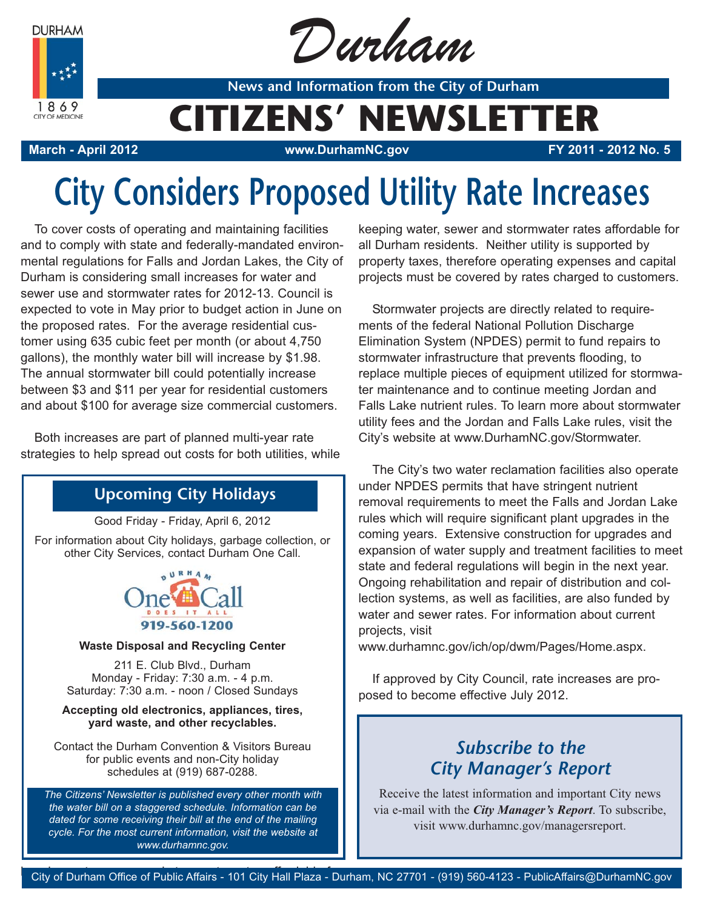DURHAM

1869

CITY OF MEDICINE

# Durham

News and Information from the City of Durham

# CITIZENS' NEWSLETTER

**March - April 2012** | **www.DurhamNC.gov** | **FY 2011 - 2012 No. 5**

# City Considers Proposed Utility Rate Increases

To cover costs of operating and maintaining facilities and to comply with state and federally-mandated environmental regulations for Falls and Jordan Lakes, the City of Durham is considering small increases for water and sewer use and stormwater rates for 2012-13. Council is expected to vote in May prior to budget action in June on the proposed rates. For the average residential customer using 635 cubic feet per month (or about 4,750 gallons), the monthly water bill will increase by $1.98. The annual stormwater bill could potentially increase between $3 and $11 per year for residential customers and about $100 for average size commercial customers.

Both increases are part of planned multi-year rate strategies to help spread out costs for both utilities, while keeping water, sewer and stormwater rates affordable for all Durham residents. Neither utility is supported by property taxes, therefore operating expenses and capital projects must be covered by rates charged to customers.

Stormwater projects are directly related to requirements of the federal National Pollution Discharge Elimination System (NPDES) permit to fund repairs to stormwater infrastructure that prevents flooding, to replace multiple pieces of equipment utilized for stormwater maintenance and to continue meeting Jordan and Falls Lake nutrient rules. To learn more about stormwater utility fees and the Jordan and Falls Lake rules, visit the City's website at www.DurhamNC.gov/Stormwater.

The City's two water reclamation facilities also operate under NPDES permits that have stringent nutrient removal requirements to meet the Falls and Jordan Lake rules which will require significant plant upgrades in the coming years. Extensive construction for upgrades and expansion of water supply and treatment facilities to meet state and federal regulations will begin in the next year. Ongoing rehabilitation and repair of distribution and collection systems, as well as facilities, are also funded by water and sewer rates. For information about current projects, visit www.durhamnc.gov/ich/op/dwm/Pages/Home.aspx.

If approved by City Council, rate increases are proposed to become effective July 2012.

## Upcoming City Holidays

Good Friday - Friday, April 6, 2012

For information about City holidays, garbage collection, or other City Services, contact Durham One Call.

DURHAM One Call DOES IT ALL 919-560-1200

**Waste Disposal and Recycling Center**

211 E. Club Blvd., Durham
Monday - Friday: 7:30 a.m. - 4 p.m.
Saturday: 7:30 a.m. - noon / Closed Sundays

**Accepting old electronics, appliances, tires, yard waste, and other recyclables.**

Contact the Durham Convention & Visitors Bureau for public events and non-City holiday schedules at (919) 687-0288.

*The Citizens' Newsletter is published every other month with the water bill on a staggered schedule. Information can be dated for some receiving their bill at the end of the mailing cycle. For the most current information, visit the website at www.durhamnc.gov.*

## *Subscribe to the City Manager's Report*

Receive the latest information and important City news via e-mail with the ***City Manager's Report***. To subscribe, visit www.durhamnc.gov/managersreport.

City of Durham Office of Public Affairs - 101 City Hall Plaza - Durham, NC 27701 - (919) 560-4123 - PublicAffairs@DurhamNC.gov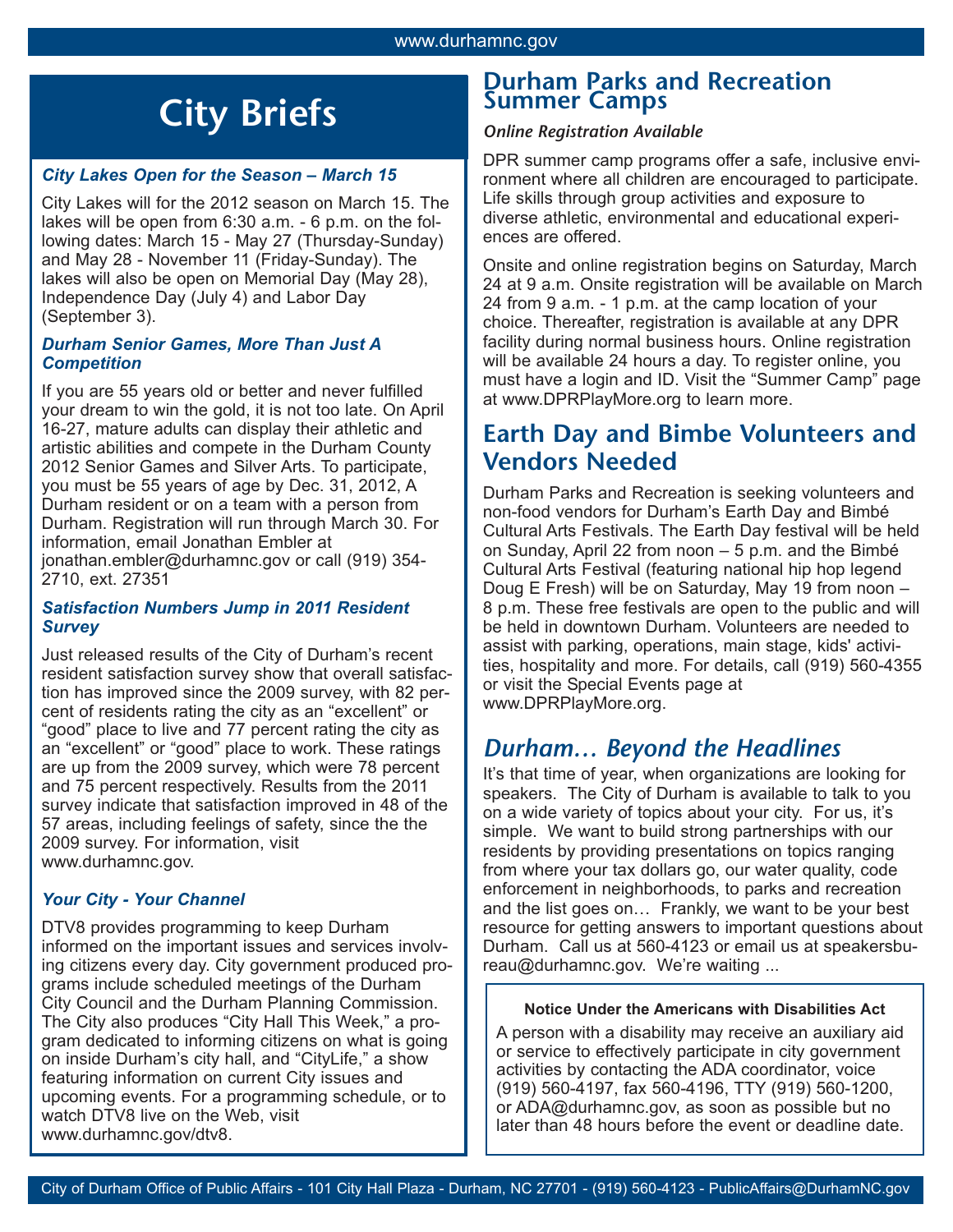# City Briefs

### *City Lakes Open for the Season – March 15*

City Lakes will for the 2012 season on March 15. The lakes will be open from 6:30 a.m. - 6 p.m. on the following dates: March 15 - May 27 (Thursday-Sunday) and May 28 - November 11 (Friday-Sunday). The lakes will also be open on Memorial Day (May 28), Independence Day (July 4) and Labor Day (September 3).

### *Durham Senior Games, More Than Just A Competition*

If you are 55 years old or better and never fulfilled your dream to win the gold, it is not too late. On April 16-27, mature adults can display their athletic and artistic abilities and compete in the Durham County 2012 Senior Games and Silver Arts. To participate, you must be 55 years of age by Dec. 31, 2012, A Durham resident or on a team with a person from Durham. Registration will run through March 30. For information, email Jonathan Embler at jonathan.embler@durhamnc.gov or call (919) 354-2710, ext. 27351

### *Satisfaction Numbers Jump in 2011 Resident Survey*

Just released results of the City of Durham's recent resident satisfaction survey show that overall satisfaction has improved since the 2009 survey, with 82 percent of residents rating the city as an "excellent" or "good" place to live and 77 percent rating the city as an "excellent" or "good" place to work. These ratings are up from the 2009 survey, which were 78 percent and 75 percent respectively. Results from the 2011 survey indicate that satisfaction improved in 48 of the 57 areas, including feelings of safety, since the the 2009 survey. For information, visit www.durhamnc.gov.

### *Your City - Your Channel*

DTV8 provides programming to keep Durham informed on the important issues and services involving citizens every day. City government produced programs include scheduled meetings of the Durham City Council and the Durham Planning Commission. The City also produces "City Hall This Week," a program dedicated to informing citizens on what is going on inside Durham's city hall, and "CityLife," a show featuring information on current City issues and upcoming events. For a programming schedule, or to watch DTV8 live on the Web, visit www.durhamnc.gov/dtv8.

## Durham Parks and Recreation Summer Camps

*Online Registration Available*

DPR summer camp programs offer a safe, inclusive environment where all children are encouraged to participate. Life skills through group activities and exposure to diverse athletic, environmental and educational experiences are offered.

Onsite and online registration begins on Saturday, March 24 at 9 a.m. Onsite registration will be available on March 24 from 9 a.m. - 1 p.m. at the camp location of your choice. Thereafter, registration is available at any DPR facility during normal business hours. Online registration will be available 24 hours a day. To register online, you must have a login and ID. Visit the "Summer Camp" page at www.DPRPlayMore.org to learn more.

## Earth Day and Bimbe Volunteers and Vendors Needed

Durham Parks and Recreation is seeking volunteers and non-food vendors for Durham's Earth Day and Bimbé Cultural Arts Festivals. The Earth Day festival will be held on Sunday, April 22 from noon – 5 p.m. and the Bimbé Cultural Arts Festival (featuring national hip hop legend Doug E Fresh) will be on Saturday, May 19 from noon – 8 p.m. These free festivals are open to the public and will be held in downtown Durham. Volunteers are needed to assist with parking, operations, main stage, kids' activities, hospitality and more. For details, call (919) 560-4355 or visit the Special Events page at www.DPRPlayMore.org.

## *Durham… Beyond the Headlines*

It's that time of year, when organizations are looking for speakers. The City of Durham is available to talk to you on a wide variety of topics about your city. For us, it's simple. We want to build strong partnerships with our residents by providing presentations on topics ranging from where your tax dollars go, our water quality, code enforcement in neighborhoods, to parks and recreation and the list goes on… Frankly, we want to be your best resource for getting answers to important questions about Durham. Call us at 560-4123 or email us at speakersbureau@durhamnc.gov. We're waiting ...

**Notice Under the Americans with Disabilities Act**

A person with a disability may receive an auxiliary aid or service to effectively participate in city government activities by contacting the ADA coordinator, voice (919) 560-4197, fax 560-4196, TTY (919) 560-1200, or ADA@durhamnc.gov, as soon as possible but no later than 48 hours before the event or deadline date.